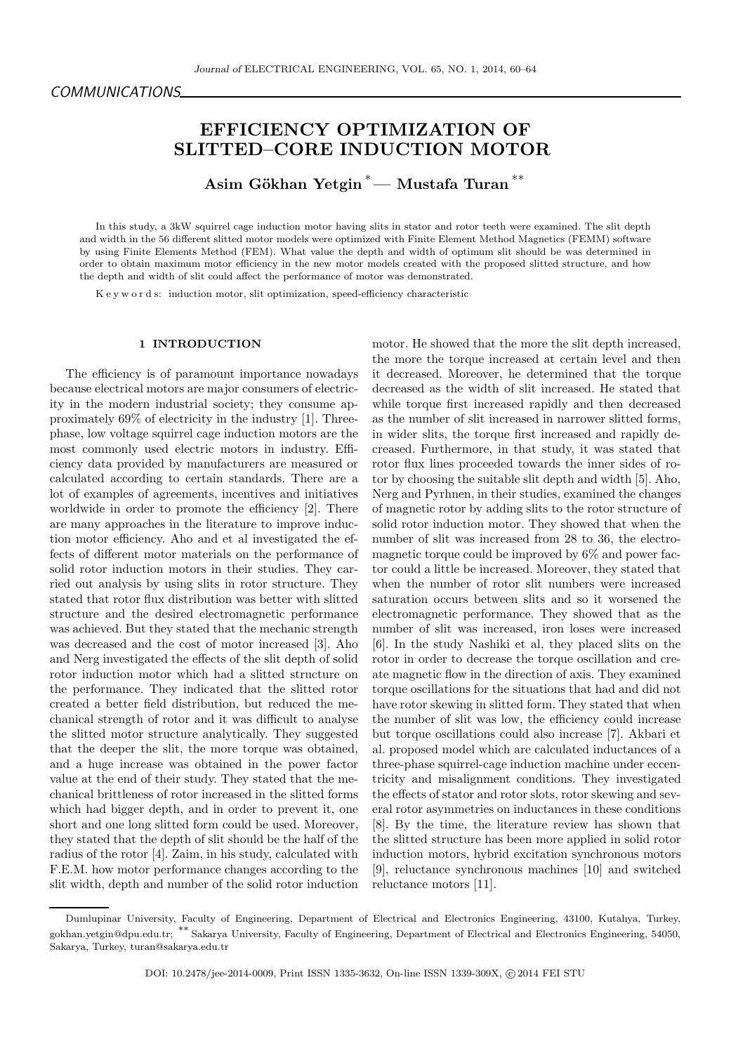COMMUNICATIONS

# EFFICIENCY OPTIMIZATION OF SLITTED–CORE INDUCTION MOTOR

**Asim Gökhan Yetgin** [*] — **Mustafa Turan** [**]

In this study, a 3kW squirrel cage induction motor having slits in stator and rotor teeth were examined. The slit depth and width in the 56 different slitted motor models were optimized with Finite Element Method Magnetics (FEMM) software by using Finite Elements Method (FEM). What value the depth and width of optimum slit should be was determined in order to obtain maximum motor efficiency in the new motor models created with the proposed slitted structure, and how the depth and width of slit could affect the performance of motor was demonstrated.

K e y w o r d s: induction motor, slit optimization, speed-efficiency characteristic

## 1 INTRODUCTION

The efficiency is of paramount importance nowadays because electrical motors are major consumers of electricity in the modern industrial society; they consume approximately 69% of electricity in the industry [1]. Three-phase, low voltage squirrel cage induction motors are the most commonly used electric motors in industry. Efficiency data provided by manufacturers are measured or calculated according to certain standards. There are a lot of examples of agreements, incentives and initiatives worldwide in order to promote the efficiency [2]. There are many approaches in the literature to improve induction motor efficiency. Aho and et al investigated the effects of different motor materials on the performance of solid rotor induction motors in their studies. They carried out analysis by using slits in rotor structure. They stated that rotor flux distribution was better with slitted structure and the desired electromagnetic performance was achieved. But they stated that the mechanic strength was decreased and the cost of motor increased [3]. Aho and Nerg investigated the effects of the slit depth of solid rotor induction motor which had a slitted structure on the performance. They indicated that the slitted rotor created a better field distribution, but reduced the mechanical strength of rotor and it was difficult to analyse the slitted motor structure analytically. They suggested that the deeper the slit, the more torque was obtained, and a huge increase was obtained in the power factor value at the end of their study. They stated that the mechanical brittleness of rotor increased in the slitted forms which had bigger depth, and in order to prevent it, one short and one long slitted form could be used. Moreover, they stated that the depth of slit should be the half of the radius of the rotor [4]. Zaim, in his study, calculated with F.E.M. how motor performance changes according to the slit width, depth and number of the solid rotor induction motor. He showed that the more the slit depth increased, the more the torque increased at certain level and then it decreased. Moreover, he determined that the torque decreased as the width of slit increased. He stated that while torque first increased rapidly and then decreased as the number of slit increased in narrower slitted forms, in wider slits, the torque first increased and rapidly decreased. Furthermore, in that study, it was stated that rotor flux lines proceeded towards the inner sides of rotor by choosing the suitable slit depth and width [5]. Aho, Nerg and Pyrhnen, in their studies, examined the changes of magnetic rotor by adding slits to the rotor structure of solid rotor induction motor. They showed that when the number of slit was increased from 28 to 36, the electromagnetic torque could be improved by 6% and power factor could a little be increased. Moreover, they stated that when the number of rotor slit numbers were increased saturation occurs between slits and so it worsened the electromagnetic performance. They showed that as the number of slit was increased, iron loses were increased [6]. In the study Nashiki et al, they placed slits on the rotor in order to decrease the torque oscillation and create magnetic flow in the direction of axis. They examined torque oscillations for the situations that had and did not have rotor skewing in slitted form. They stated that when the number of slit was low, the efficiency could increase but torque oscillations could also increase [7]. Akbari et al. proposed model which are calculated inductances of a three-phase squirrel-cage induction machine under eccentricity and misalignment conditions. They investigated the effects of stator and rotor slots, rotor skewing and several rotor asymmetries on inductances in these conditions [8]. By the time, the literature review has shown that the slitted structure has been more applied in solid rotor induction motors, hybrid excitation synchronous motors [9], reluctance synchronous machines [10] and switched reluctance motors [11].

---

Dumlupinar University, Faculty of Engineering, Department of Electrical and Electronics Engineering, 43100, Kutahya, Turkey, gokhan.yetgin@dpu.edu.tr; [**] Sakarya University, Faculty of Engineering, Department of Electrical and Electronics Engineering, 54050, Sakarya, Turkey, turan@sakarya.edu.tr

DOI: 10.2478/jee-2014-0009, Print ISSN 1335-3632, On-line ISSN 1339-309X, © 2014 FEI STU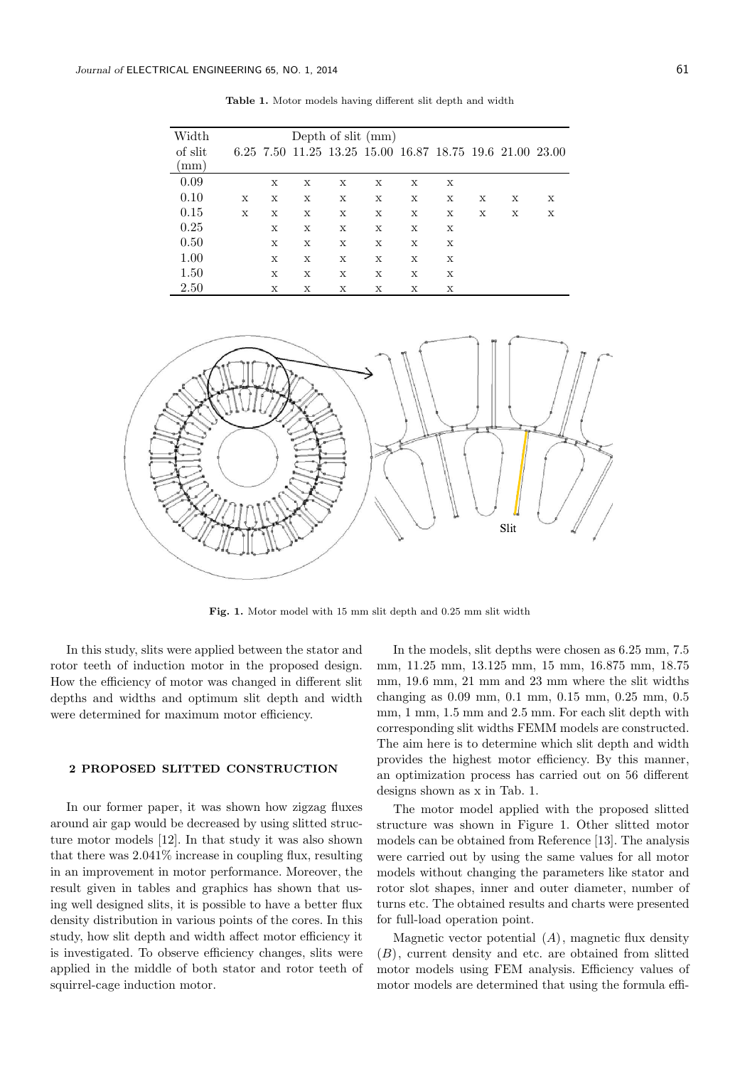**Table 1.** Motor models having different slit depth and width

| Width of slit (mm) | Depth of slit (mm) | | | | | | | | | |
|---|---|---|---|---|---|---|---|---|---|---|
| | 6.25 | 7.50 | 11.25 | 13.25 | 15.00 | 16.87 | 18.75 | 19.6 | 21.00 | 23.00 |
| 0.09 | | x | x | x | x | x | x | | | |
| 0.10 | x | x | x | x | x | x | x | x | x | x |
| 0.15 | x | x | x | x | x | x | x | x | x | x |
| 0.25 | | x | x | x | x | x | x | | | |
| 0.50 | | x | x | x | x | x | x | | | |
| 1.00 | | x | x | x | x | x | x | | | |
| 1.50 | | x | x | x | x | x | x | | | |
| 2.50 | | x | x | x | x | x | x | | | |

**Fig. 1.** Motor model with 15 mm slit depth and 0.25 mm slit width

In this study, slits were applied between the stator and rotor teeth of induction motor in the proposed design. How the efficiency of motor was changed in different slit depths and widths and optimum slit depth and width were determined for maximum motor efficiency.

## 2 PROPOSED SLITTED CONSTRUCTION

In our former paper, it was shown how zigzag fluxes around air gap would be decreased by using slitted structure motor models [12]. In that study it was also shown that there was 2.041% increase in coupling flux, resulting in an improvement in motor performance. Moreover, the result given in tables and graphics has shown that using well designed slits, it is possible to have a better flux density distribution in various points of the cores. In this study, how slit depth and width affect motor efficiency it is investigated. To observe efficiency changes, slits were applied in the middle of both stator and rotor teeth of squirrel-cage induction motor.

In the models, slit depths were chosen as 6.25 mm, 7.5 mm, 11.25 mm, 13.125 mm, 15 mm, 16.875 mm, 18.75 mm, 19.6 mm, 21 mm and 23 mm where the slit widths changing as 0.09 mm, 0.1 mm, 0.15 mm, 0.25 mm, 0.5 mm, 1 mm, 1.5 mm and 2.5 mm. For each slit depth with corresponding slit widths FEMM models are constructed. The aim here is to determine which slit depth and width provides the highest motor efficiency. By this manner, an optimization process has carried out on 56 different designs shown as x in Tab. 1.

The motor model applied with the proposed slitted structure was shown in Figure 1. Other slitted motor models can be obtained from Reference [13]. The analysis were carried out by using the same values for all motor models without changing the parameters like stator and rotor slot shapes, inner and outer diameter, number of turns etc. The obtained results and charts were presented for full-load operation point.

Magnetic vector potential $(A)$, magnetic flux density $(B)$, current density and etc. are obtained from slitted motor models using FEM analysis. Efficiency values of motor models are determined that using the formula effi-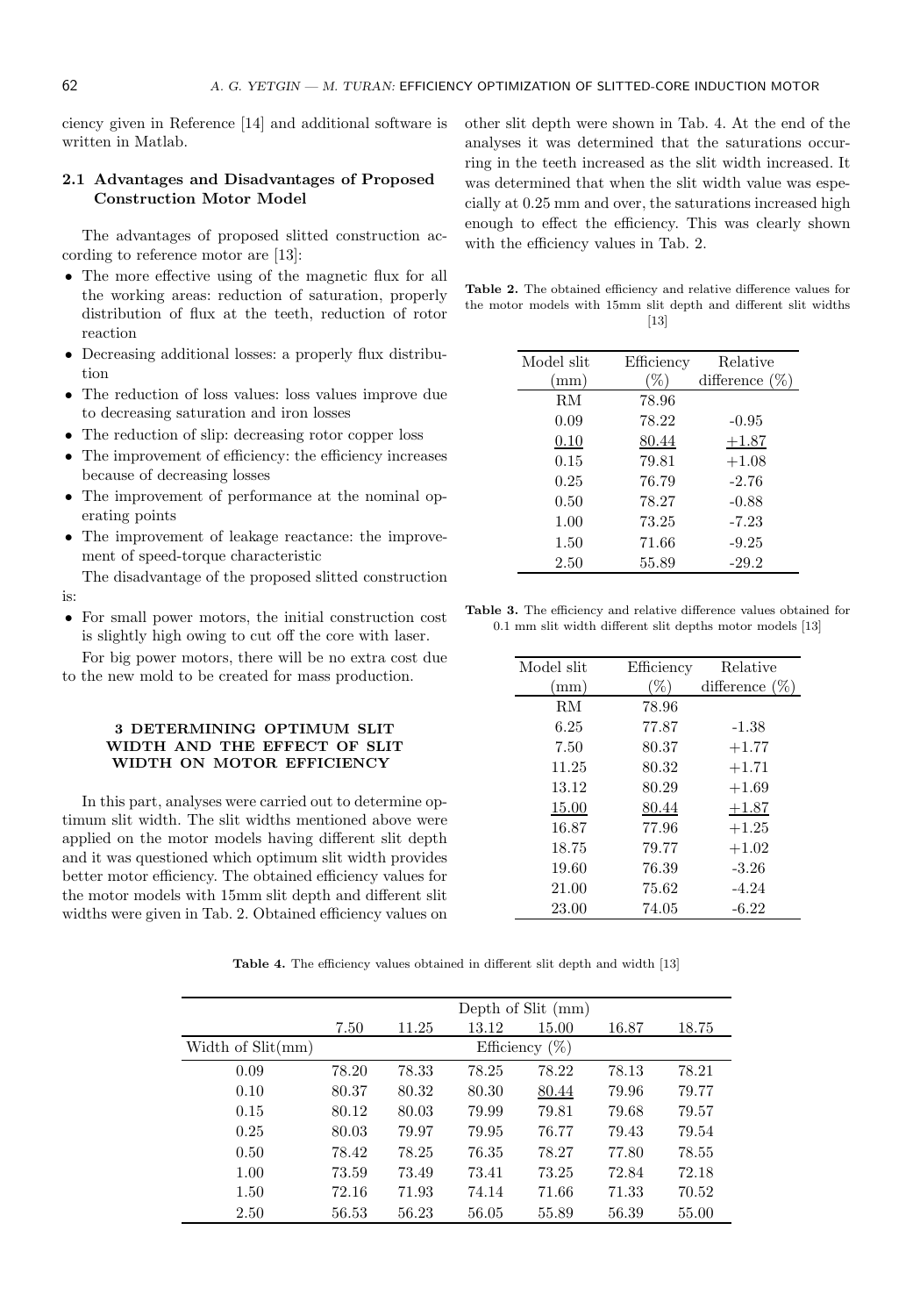ciency given in Reference [14] and additional software is written in Matlab.

### 2.1 Advantages and Disadvantages of Proposed Construction Motor Model

The advantages of proposed slitted construction according to reference motor are [13]:

- The more effective using of the magnetic flux for all the working areas: reduction of saturation, properly distribution of flux at the teeth, reduction of rotor reaction
- Decreasing additional losses: a properly flux distribution
- The reduction of loss values: loss values improve due to decreasing saturation and iron losses
- The reduction of slip: decreasing rotor copper loss
- The improvement of efficiency: the efficiency increases because of decreasing losses
- The improvement of performance at the nominal operating points
- The improvement of leakage reactance: the improvement of speed-torque characteristic

The disadvantage of the proposed slitted construction is:

- For small power motors, the initial construction cost is slightly high owing to cut off the core with laser.

For big power motors, there will be no extra cost due to the new mold to be created for mass production.

## 3 DETERMINING OPTIMUM SLIT WIDTH AND THE EFFECT OF SLIT WIDTH ON MOTOR EFFICIENCY

In this part, analyses were carried out to determine optimum slit width. The slit widths mentioned above were applied on the motor models having different slit depth and it was questioned which optimum slit width provides better motor efficiency. The obtained efficiency values for the motor models with 15mm slit depth and different slit widths were given in Tab. 2. Obtained efficiency values on other slit depth were shown in Tab. 4. At the end of the analyses it was determined that the saturations occurring in the teeth increased as the slit width increased. It was determined that when the slit width value was especially at 0.25 mm and over, the saturations increased high enough to effect the efficiency. This was clearly shown with the efficiency values in Tab. 2.

**Table 2.** The obtained efficiency and relative difference values for the motor models with 15mm slit depth and different slit widths [13]

| Model slit (mm) | Efficiency (%) | Relative difference (%) |
|---|---|---|
| RM | 78.96 | |
| 0.09 | 78.22 | -0.95 |
| <u>0.10</u> | <u>80.44</u> | <u>+1.87</u> |
| 0.15 | 79.81 | +1.08 |
| 0.25 | 76.79 | -2.76 |
| 0.50 | 78.27 | -0.88 |
| 1.00 | 73.25 | -7.23 |
| 1.50 | 71.66 | -9.25 |
| 2.50 | 55.89 | -29.2 |

**Table 3.** The efficiency and relative difference values obtained for 0.1 mm slit width different slit depths motor models [13]

| Model slit (mm) | Efficiency (%) | Relative difference (%) |
|---|---|---|
| RM | 78.96 | |
| 6.25 | 77.87 | -1.38 |
| 7.50 | 80.37 | +1.77 |
| 11.25 | 80.32 | +1.71 |
| 13.12 | 80.29 | +1.69 |
| <u>15.00</u> | <u>80.44</u> | <u>+1.87</u> |
| 16.87 | 77.96 | +1.25 |
| 18.75 | 79.77 | +1.02 |
| 19.60 | 76.39 | -3.26 |
| 21.00 | 75.62 | -4.24 |
| 23.00 | 74.05 | -6.22 |

**Table 4.** The efficiency values obtained in different slit depth and width [13]

| | Depth of Slit (mm) | | | | | |
|---|---|---|---|---|---|---|
| | 7.50 | 11.25 | 13.12 | 15.00 | 16.87 | 18.75 |
| Width of Slit(mm) | Efficiency (%) | | | | | |
| 0.09 | 78.20 | 78.33 | 78.25 | 78.22 | 78.13 | 78.21 |
| 0.10 | 80.37 | 80.32 | 80.30 | <u>80.44</u> | 79.96 | 79.77 |
| 0.15 | 80.12 | 80.03 | 79.99 | 79.81 | 79.68 | 79.57 |
| 0.25 | 80.03 | 79.97 | 79.95 | 76.77 | 79.43 | 79.54 |
| 0.50 | 78.42 | 78.25 | 76.35 | 78.27 | 77.80 | 78.55 |
| 1.00 | 73.59 | 73.49 | 73.41 | 73.25 | 72.84 | 72.18 |
| 1.50 | 72.16 | 71.93 | 74.14 | 71.66 | 71.33 | 70.52 |
| 2.50 | 56.53 | 56.23 | 56.05 | 55.89 | 56.39 | 55.00 |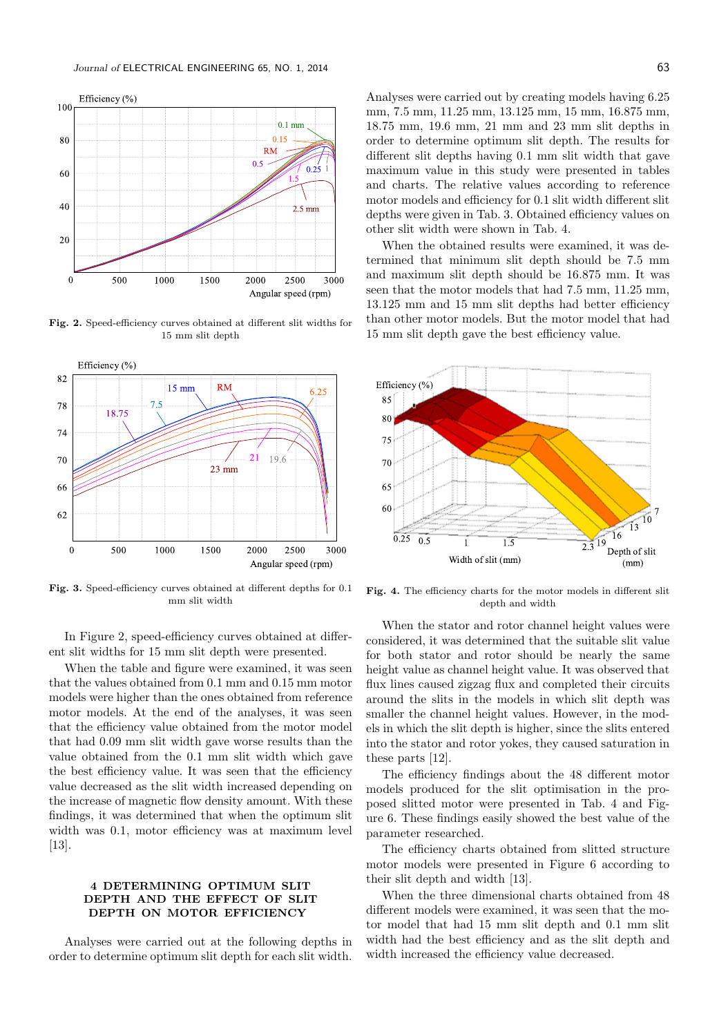Fig. 2. Speed-efficiency curves obtained at different slit widths for 15 mm slit depth

Fig. 3. Speed-efficiency curves obtained at different depths for 0.1 mm slit width

In Figure 2, speed-efficiency curves obtained at different slit widths for 15 mm slit depth were presented.

When the table and figure were examined, it was seen that the values obtained from 0.1 mm and 0.15 mm motor models were higher than the ones obtained from reference motor models. At the end of the analyses, it was seen that the efficiency value obtained from the motor model that had 0.09 mm slit width gave worse results than the value obtained from the 0.1 mm slit width which gave the best efficiency value. It was seen that the efficiency value decreased as the slit width increased depending on the increase of magnetic flow density amount. With these findings, it was determined that when the optimum slit width was 0.1, motor efficiency was at maximum level [13].

## 4 DETERMINING OPTIMUM SLIT DEPTH AND THE EFFECT OF SLIT DEPTH ON MOTOR EFFICIENCY

Analyses were carried out at the following depths in order to determine optimum slit depth for each slit width. Analyses were carried out by creating models having 6.25 mm, 7.5 mm, 11.25 mm, 13.125 mm, 15 mm, 16.875 mm, 18.75 mm, 19.6 mm, 21 mm and 23 mm slit depths in order to determine optimum slit depth. The results for different slit depths having 0.1 mm slit width that gave maximum value in this study were presented in tables and charts. The relative values according to reference motor models and efficiency for 0.1 slit width different slit depths were given in Tab. 3. Obtained efficiency values on other slit width were shown in Tab. 4.

When the obtained results were examined, it was determined that minimum slit depth should be 7.5 mm and maximum slit depth should be 16.875 mm. It was seen that the motor models that had 7.5 mm, 11.25 mm, 13.125 mm and 15 mm slit depths had better efficiency than other motor models. But the motor model that had 15 mm slit depth gave the best efficiency value.

Fig. 4. The efficiency charts for the motor models in different slit depth and width

When the stator and rotor channel height values were considered, it was determined that the suitable slit value for both stator and rotor should be nearly the same height value as channel height value. It was observed that flux lines caused zigzag flux and completed their circuits around the slits in the models in which slit depth was smaller the channel height values. However, in the models in which the slit depth is higher, since the slits entered into the stator and rotor yokes, they caused saturation in these parts [12].

The efficiency findings about the 48 different motor models produced for the slit optimisation in the proposed slitted motor were presented in Tab. 4 and Figure 6. These findings easily showed the best value of the parameter researched.

The efficiency charts obtained from slitted structure motor models were presented in Figure 6 according to their slit depth and width [13].

When the three dimensional charts obtained from 48 different models were examined, it was seen that the motor model that had 15 mm slit depth and 0.1 mm slit width had the best efficiency and as the slit depth and width increased the efficiency value decreased.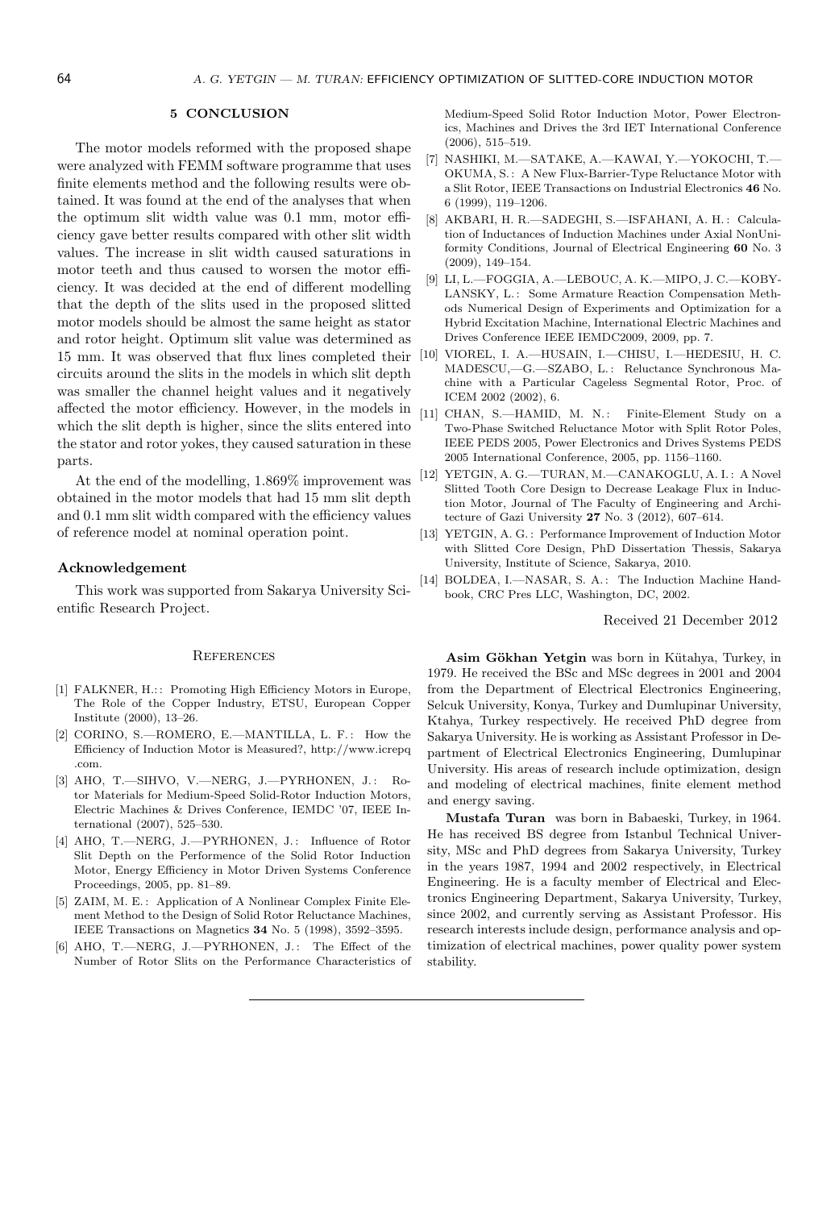## 5 CONCLUSION

The motor models reformed with the proposed shape were analyzed with FEMM software programme that uses finite elements method and the following results were obtained. It was found at the end of the analyses that when the optimum slit width value was 0.1 mm, motor efficiency gave better results compared with other slit width values. The increase in slit width caused saturations in motor teeth and thus caused to worsen the motor efficiency. It was decided at the end of different modelling that the depth of the slits used in the proposed slitted motor models should be almost the same height as stator and rotor height. Optimum slit value was determined as 15 mm. It was observed that flux lines completed their circuits around the slits in the models in which slit depth was smaller the channel height values and it negatively affected the motor efficiency. However, in the models in which the slit depth is higher, since the slits entered into the stator and rotor yokes, they caused saturation in these parts.

At the end of the modelling, 1.869% improvement was obtained in the motor models that had 15 mm slit depth and 0.1 mm slit width compared with the efficiency values of reference model at nominal operation point.

### Acknowledgement

This work was supported from Sakarya University Scientific Research Project.

### References

[1] FALKNER, H.: : Promoting High Efficiency Motors in Europe, The Role of the Copper Industry, ETSU, European Copper Institute (2000), 13–26.

[2] CORINO, S.—ROMERO, E.—MANTILLA, L. F. : How the Efficiency of Induction Motor is Measured?, http://www.icrepq.com.

[3] AHO, T.—SIHVO, V.—NERG, J.—PYRHONEN, J. : Rotor Materials for Medium-Speed Solid-Rotor Induction Motors, Electric Machines & Drives Conference, IEMDC '07, IEEE International (2007), 525–530.

[4] AHO, T.—NERG, J.—PYRHONEN, J. : Influence of Rotor Slit Depth on the Performence of the Solid Rotor Induction Motor, Energy Efficiency in Motor Driven Systems Conference Proceedings, 2005, pp. 81–89.

[5] ZAIM, M. E. : Application of A Nonlinear Complex Finite Element Method to the Design of Solid Rotor Reluctance Machines, IEEE Transactions on Magnetics **34** No. 5 (1998), 3592–3595.

[6] AHO, T.—NERG, J.—PYRHONEN, J. : The Effect of the Number of Rotor Slits on the Performance Characteristics of Medium-Speed Solid Rotor Induction Motor, Power Electronics, Machines and Drives the 3rd IET International Conference (2006), 515–519.

[7] NASHIKI, M.—SATAKE, A.—KAWAI, Y.—YOKOCHI, T.—OKUMA, S. : A New Flux-Barrier-Type Reluctance Motor with a Slit Rotor, IEEE Transactions on Industrial Electronics **46** No. 6 (1999), 119–1206.

[8] AKBARI, H. R.—SADEGHI, S.—ISFAHANI, A. H. : Calculation of Inductances of Induction Machines under Axial NonUniformity Conditions, Journal of Electrical Engineering **60** No. 3 (2009), 149–154.

[9] LI, L.—FOGGIA, A.—LEBOUC, A. K.—MIPO, J. C.—KOBYLANSKY, L. : Some Armature Reaction Compensation Methods Numerical Design of Experiments and Optimization for a Hybrid Excitation Machine, International Electric Machines and Drives Conference IEEE IEMDC2009, 2009, pp. 7.

[10] VIOREL, I. A.—HUSAIN, I.—CHISU, I.—HEDESIU, H. C. MADESCU,—G.—SZABO, L. : Reluctance Synchronous Machine with a Particular Cageless Segmental Rotor, Proc. of ICEM 2002 (2002), 6.

[11] CHAN, S.—HAMID, M. N. : Finite-Element Study on a Two-Phase Switched Reluctance Motor with Split Rotor Poles, IEEE PEDS 2005, Power Electronics and Drives Systems PEDS 2005 International Conference, 2005, pp. 1156–1160.

[12] YETGIN, A. G.—TURAN, M.—CANAKOGLU, A. I. : A Novel Slitted Tooth Core Design to Decrease Leakage Flux in Induction Motor, Journal of The Faculty of Engineering and Architecture of Gazi University **27** No. 3 (2012), 607–614.

[13] YETGIN, A. G. : Performance Improvement of Induction Motor with Slitted Core Design, PhD Dissertation Thessis, Sakarya University, Institute of Science, Sakarya, 2010.

[14] BOLDEA, I.—NASAR, S. A. : The Induction Machine Handbook, CRC Pres LLC, Washington, DC, 2002.

Received 21 December 2012

**Asim Gökhan Yetgin** was born in Kütahya, Turkey, in 1979. He received the BSc and MSc degrees in 2001 and 2004 from the Department of Electrical Electronics Engineering, Selcuk University, Konya, Turkey and Dumlupinar University, Ktahya, Turkey respectively. He received PhD degree from Sakarya University. He is working as Assistant Professor in Department of Electrical Electronics Engineering, Dumlupinar University. His areas of research include optimization, design and modeling of electrical machines, finite element method and energy saving.

**Mustafa Turan** was born in Babaeski, Turkey, in 1964. He has received BS degree from Istanbul Technical University, MSc and PhD degrees from Sakarya University, Turkey in the years 1987, 1994 and 2002 respectively, in Electrical Engineering. He is a faculty member of Electrical and Electronics Engineering Department, Sakarya University, Turkey, since 2002, and currently serving as Assistant Professor. His research interests include design, performance analysis and optimization of electrical machines, power quality power system stability.